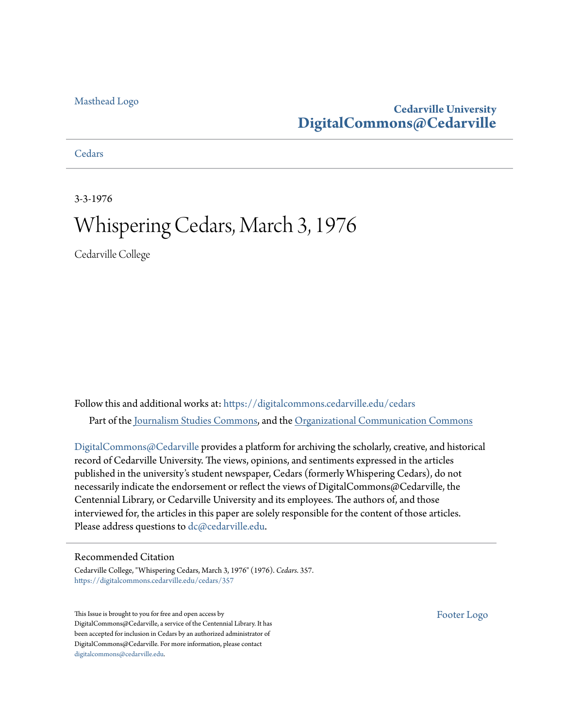Masthead Logo

**Cedarville University**
**DigitalCommons@Cedarville**

Cedars

3-3-1976

# Whispering Cedars, March 3, 1976

Cedarville College

Follow this and additional works at: https://digitalcommons.cedarville.edu/cedars

Part of the Journalism Studies Commons, and the Organizational Communication Commons

DigitalCommons@Cedarville provides a platform for archiving the scholarly, creative, and historical record of Cedarville University. The views, opinions, and sentiments expressed in the articles published in the university's student newspaper, Cedars (formerly Whispering Cedars), do not necessarily indicate the endorsement or reflect the views of DigitalCommons@Cedarville, the Centennial Library, or Cedarville University and its employees. The authors of, and those interviewed for, the articles in this paper are solely responsible for the content of those articles. Please address questions to dc@cedarville.edu.

## Recommended Citation

Cedarville College, "Whispering Cedars, March 3, 1976" (1976). *Cedars*. 357.
https://digitalcommons.cedarville.edu/cedars/357

This Issue is brought to you for free and open access by DigitalCommons@Cedarville, a service of the Centennial Library. It has been accepted for inclusion in Cedars by an authorized administrator of DigitalCommons@Cedarville. For more information, please contact digitalcommons@cedarville.edu.

Footer Logo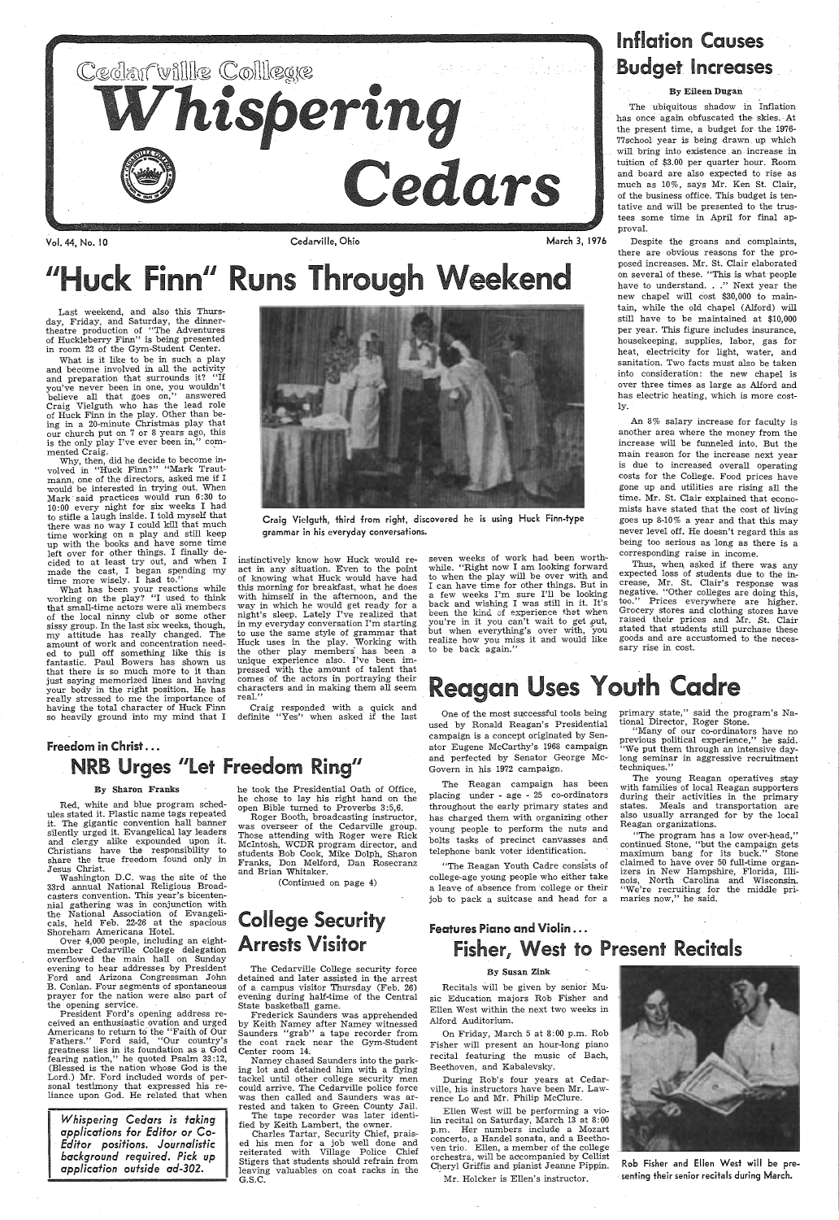# Cedarville College Whispering Cedars

Vol. 44, No. 10 — Cedarville, Ohio — March 3, 1976

# "Huck Finn" Runs Through Weekend

Last weekend, and also this Thursday, Friday, and Saturday, the dinner-theatre production of "The Adventures of Huckleberry Finn" is being presented in room 22 of the Gym-Student Center.

What is it like to be in such a play and become involved in all the activity and preparation that surrounds it? "If you've never been in one, you wouldn't believe all that goes on," answered Craig Vielguth who has the lead role of Huck Finn in the play. Other than being in a 20-minute Christmas play that our church put on 7 or 8 years ago, this is the only play I've ever been in," commented Craig.

Why, then, did he decide to become involved in "Huck Finn?" "Mark Trautmann, one of the directors, asked me if I would be interested in trying out. When Mark said practices would run 6:30 to 10:00 every night for six weeks I had to stifle a laugh inside. I told myself that there was no way I could kill that much time working on a play and still keep up with the books and have some time left over for other things. I finally decided to at least try out, and when I made the cast, I began spending my time more wisely. I had to."

What has been your reactions while working on the play? "I used to think that small-time actors were all members of the local ninny club or some other sissy group. In the last six weeks, though, my attitude has really changed. The amount of work and concentration needed to pull off something like this is fantastic. Paul Bowers has shown us that there is so much more to it than just saying memorized lines and having your body in the right position. He has really stressed to me the importance of having the total character of Huck Finn so heavily ground into my mind that I instinctively know how Huck would react in any situation. Even to the point of knowing what Huck would have had this morning for breakfast, what he does with himself in the afternoon, and the way in which he would get ready for a night's sleep. Lately I've realized that in my everyday conversation I'm starting to use the same style of grammar that Huck uses in the play. Working with the other play members has been a unique experience also. I've been impressed with the amount of talent that comes of the actors in portraying their characters and in making them all seem real."

Craig responded with a quick and definite "Yes" when asked if the last seven weeks of work had been worthwhile. "Right now I am looking forward to when the play will be over with and I can have time for other things. But in a few weeks I'm sure I'll be looking back and wishing I was still in it. It's been the kind of experience that when you're in it you can't wait to get out, but when everything's over with, you realize how you miss it and would like to be back again."

Craig Vielguth, third from right, discovered he is using Huck Finn-type grammar in his everyday conversations.

## Freedom in Christ...

# NRB Urges "Let Freedom Ring"

**By Sharon Franks**

Red, white and blue program schedules stated it. Plastic name tags repeated it. The gigantic convention hall banner silently urged it. Evangelical lay leaders and clergy alike expounded upon it. Christians have the responsibility to share the true freedom found only in Jesus Christ.

Washington D.C. was the site of the 33rd annual National Religious Broadcasters convention. This year's bicentennial gathering was in conjunction with the National Association of Evangelicals, held Feb. 22-26 at the spacious Shoreham Americana Hotel.

Over 4,000 people, including an eight-member Cedarville College delegation overflowed the main hall on Sunday evening to hear addresses by President Ford and Arizona Congressman John B. Conlan. Four segments of spontaneous prayer for the nation were also part of the opening service.

President Ford's opening address received an enthusiastic ovation and urged Americans to return to the "Faith of Our Fathers." Ford said, "Our country's greatness lies in its foundation as a God fearing nation," he quoted Psalm 33:12, (Blessed is the nation whose God is the Lord.) Mr. Ford included words of personal testimony that expressed his reliance upon God. He related that when he took the Presidential Oath of Office, he chose to lay his right hand on the open Bible turned to Proverbs 3:5,6.

Roger Booth, broadcasting instructor, was overseer of the Cedarville group. Those attending with Roger were Rick McIntosh, WCDR program director, and students Rob Cook, Mike Dolph, Sharon Franks, Don Melford, Dan Rosecranz and Brian Whitaker.

(Continued on page 4)

*Whispering Cedars is taking applications for Editor or Co-Editor positions. Journalistic background required. Pick up application outside ad-302.*

# College Security Arrests Visitor

The Cedarville College security force detained and later assisted in the arrest of a campus visitor Thursday (Feb. 26) evening during half-time of the Central State basketball game.

Frederick Saunders was apprehended by Keith Namey after Namey witnessed Saunders "grab" a tape recorder from the coat rack near the Gym-Student Center room 14.

Namey chased Saunders into the parking lot and detained him with a flying tackel until other college security men could arrive. The Cedarville police force was then called and Saunders was arrested and taken to Green County Jail.

The tape recorder was later identified by Keith Lambert, the owner.

Charles Tartar, Security Chief, praised his men for a job well done and reiterated with Village Police Chief Stigers that students should refrain from leaving valuables on coat racks in the G.S.C.

# Inflation Causes Budget Increases

**By Eileen Dugan**

The ubiquitous shadow in Inflation has once again obfuscated the skies. At the present time, a budget for the 1976-77school year is being drawn up which will bring into existence an increase in tuition of $3.00 per quarter hour. Room and board are also expected to rise as much as 10%, says Mr. Ken St. Clair, of the business office. This budget is tentative and will be presented to the trustees some time in April for final approval.

Despite the groans and complaints, there are obvious reasons for the proposed increases. Mr. St. Clair elaborated on several of these. "This is what people have to understand. . ." Next year the new chapel will cost $30,000 to maintain, while the old chapel (Alford) will still have to be maintained at $10,000 per year. This figure includes insurance, housekeeping, supplies, labor, gas for heat, electricity for light, water, and sanitation. Two facts must also be taken into consideration: the new chapel is over three times as large as Alford and has electric heating, which is more costly.

An 8% salary increase for faculty is another area where the money from the increase will be funneled into. But the main reason for the increase next year is due to increased overall operating costs for the College. Food prices have gone up and utilities are rising all the time. Mr. St. Clair explained that economists have stated that the cost of living goes up 8-10% a year and that this may never level off. He doesn't regard this as being too serious as long as there is a corresponding raise in income.

Thus, when asked if there was any expected loss of students due to the increase, Mr. St. Clair's response was negative. "Other colleges are doing this, too." Prices everywhere are higher. Grocery stores and clothing stores have raised their prices and Mr. St. Clair stated that students still purchase these goods and are accustomed to the necessary rise in cost.

# Reagan Uses Youth Cadre

One of the most successful tools being used by Ronald Reagan's Presidential campaign is a concept originated by Senator Eugene McCarthy's 1968 campaign and perfected by Senator George McGovern in his 1972 campaign.

The Reagan campaign has been placing under - age - 25 co-ordinators throughout the early primary states and has charged them with organizing other young people to perform the nuts and bolts tasks of precinct canvasses and telephone bank voter identification.

"The Reagan Youth Cadre consists of college-age young people who either take a leave of absence from college or their job to pack a suitcase and head for a primary state," said the program's National Director, Roger Stone.

"Many of our co-ordinators have no previous political experience," he said. "We put them through an intensive day-long seminar in aggressive recruitment techniques."

The young Reagan operatives stay with families of local Reagan supporters during their activities in the primary states. Meals and transportation are also usually arranged for by the local Reagan organizations.

"The program has a low over-head," continued Stone, "but the campaign gets maximum bang for its buck." Stone claimed to have over 50 full-time organizers in New Hampshire, Florida, Illinois, North Carolina and Wisconsin. "We're recruiting for the middle primaries now," he said.

## Features Piano and Violin...

# Fisher, West to Present Recitals

**By Susan Zink**

Recitals will be given by senior Music Education majors Rob Fisher and Ellen West within the next two weeks in Alford Auditorium.

On Friday, March 5 at 8:00 p.m. Rob Fisher will present an hour-long piano recital featuring the music of Bach, Beethoven, and Kabalevsky.

During Rob's four years at Cedarville, his instructors have been Mr. Lawrence Lo and Mr. Philip McClure.

Ellen West will be performing a violin recital on Saturday, March 13 at 8:00 p.m. Her numbers include a Mozart concerto, a Handel sonata, and a Beethoven trio. Ellen, a member of the college orchestra, will be accompanied by Cellist Cheryl Griffis and pianist Jeanne Pippin.

Mr. Holcker is Ellen's instructor.

Rob Fisher and Ellen West will be presenting their senior recitals during March.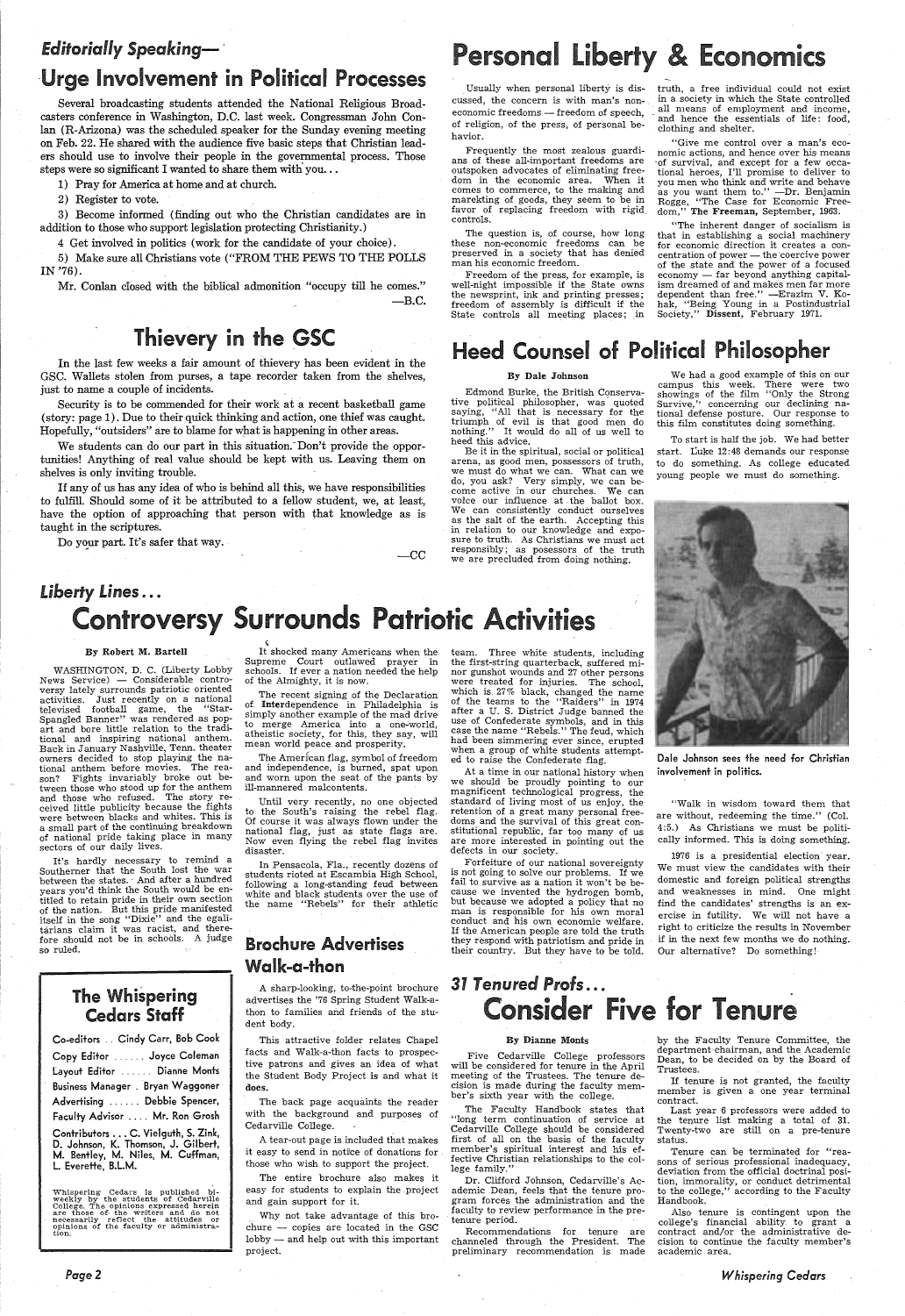*Editorially Speaking—*

## Urge Involvement in Political Processes

Several broadcasting students attended the National Religious Broadcasters conference in Washington, D.C. last week. Congressman John Conlan (R-Arizona) was the scheduled speaker for the Sunday evening meeting on Feb. 22. He shared with the audience five basic steps that Christian leaders should use to involve their people in the governmental process. Those steps were so significant I wanted to share them with you...

1) Pray for America at home and at church.

2) Register to vote.

3) Become informed (finding out who the Christian candidates are in addition to those who support legislation protecting Christianity.)

4 Get involved in politics (work for the candidate of your choice).

5) Make sure all Christians vote ("FROM THE PEWS TO THE POLLS IN '76).

Mr. Conlan closed with the biblical admonition "occupy till he comes."

—B.C.

## Thievery in the GSC

In the last few weeks a fair amount of thievery has been evident in the GSC. Wallets stolen from purses, a tape recorder taken from the shelves, just to name a couple of incidents.

Security is to be commended for their work at a recent basketball game (story: page 1). Due to their quick thinking and action, one thief was caught. Hopefully, "outsiders" are to blame for what is happening in other areas.

We students can do our part in this situation. Don't provide the opportunities! Anything of real value should be kept with us. Leaving them on shelves is only inviting trouble.

If any of us has any idea of who is behind all this, we have responsibilities to fulfill. Should some of it be attributed to a fellow student, we, at least, have the option of approaching that person with that knowledge as is taught in the scriptures.

Do your part. It's safer that way.

—CC

## Personal Liberty & Economics

Usually when personal liberty is discussed, the concern is with man's non-economic freedoms — freedom of speech, of religion, of the press, of personal behavior.

Frequently the most zealous guardians of these all-important freedoms are outspoken advocates of eliminating freedom in the economic area. When it comes to commerce, to the making and marekting of goods, they seem to be in favor of replacing freedom with rigid controls.

The question is, of course, how long these non-economic freedoms can be preserved in a society that has denied man his economic freedom.

Freedom of the press, for example, is well-night impossible if the State owns the newsprint, ink and printing presses; freedom of assembly is difficult if the State controls all meeting places; in truth, a free individual could not exist in a society in which the State controlled all means of employment and income, and hence the essentials of life: food, clothing and shelter.

"Give me control over a man's economic actions, and hence over his means of survival, and except for a few occational heroes, I'll promise to deliver to you men who think and write and behave as you want them to." —Dr. Benjamin Rogge, "The Case for Economic Freedom," **The Freeman**, September, 1963.

"The inherent danger of socialism is that in establishing a social machinery for economic direction it creates a concentration of power — the coercive power of the state and the power of a focused economy — far beyond anything capitalism dreamed of and makes men far more dependent than free." —Erazim V. Kohak, "Being Young in a Postindustrial Society," **Dissent**, February 1971.

## Heed Counsel of Political Philosopher

**By Dale Johnson**

Edmond Burke, the British Conservative political philosopher, was quoted saying, "All that is necessary for the triumph of evil is that good men do nothing." It would do all of us well to heed this advice.

Be it in the spiritual, social or political arena, as good men, possessors of truth, we must do what we can. What can we do, you ask? Very simply, we can become active in our churches. We can voice our influence at the ballot box. We can consistently conduct ourselves as the salt of the earth. Accepting this in relation to our knowledge and exposure to truth. As Christians we must act responsibly; as possessors of the truth we are precluded from doing nothing.

We had a good example of this on our campus this week. There were two showings of the film "Only the Strong Survive," concerning our declining national defense posture. Our response to this film constitutes doing something.

To start is half the job. We had better start. Luke 12:48 demands our response to do something. As college educated young people we must do something.

Dale Johnson sees the need for Christian involvement in politics.

"Walk in wisdom toward them that are without, redeeming the time." (Col. 4:5.) As Christians we must be politically informed. This is doing something.

1976 is a presidential election year. We must view the candidates with their domestic and foreign political strengths and weaknesses in mind. One might find the candidates' strengths is an exercise in futility. We will not have a right to criticize the results in November if in the next few months we do nothing. Our alternative? Do something!

*Liberty Lines...*

## Controversy Surrounds Patriotic Activities

**By Robert M. Bartell**

WASHINGTON, D. C. (Liberty Lobby News Service) — Considerable controversy lately surrounds patriotic oriented activities. Just recently on a national televised football game, the "Star-Spangled Banner" was rendered as pop-art and bore little relation to the traditional and inspiring national anthem. Back in January Nashville, Tenn. theater owners decided to stop playing the national anthem before movies. The reason? Fights invariably broke out between those who stood up for the anthem and those who refused. The story received little publicity because the fights were between blacks and whites. This is a small part of the continuing breakdown of national pride taking place in many sectors of our daily lives.

It's hardly necessary to remind a Southerner that the South lost the war between the states. And after a hundred years you'd think the South would be entitled to retain pride in their own section of the nation. But this pride manifested itself in the song "Dixie" and the egalitarians claim it was racist, and therefore should not be in schools. A judge so ruled.

It shocked many Americans when the Supreme Court outlawed prayer in schools. If ever a nation needed the help of the Almighty, it is now.

The recent signing of the Declaration of **Inter**dependence in Philadelphia is simply another example of the mad drive to merge America into a one-world, atheistic society, for this, they say, will mean world peace and prosperity.

The American flag, symbol of freedom and independence, is burned, spat upon and worn upon the seat of the pants by ill-mannered malcontents.

Until very recently, no one objected to the South's raising the rebel flag. Of course it was always flown under the national flag, just as state flags are. Now even flying the rebel flag invites disaster.

In Pensacola, Fla., recently dozens of students rioted at Escambia High School, following a long-standing feud between white and black students over the use of the name "Rebels" for their athletic team. Three white students, including the first-string quarterback, suffered minor gunshot wounds and 27 other persons were treated for injuries. The school, which is 27% black, changed the name of the teams to the "Raiders" in 1974 after a U. S. District Judge banned the use of Confederate symbols, and in this case the name "Rebels." The feud, which had been simmering ever since, erupted when a group of white students attempted to raise the Confederate flag.

At a time in our national history when we should be proudly pointing to our magnificent technological progress, the standard of living most of us enjoy, the retention of a great many personal freedoms and the survival of this great constitutional republic, far too many of us are more interested in pointing out the defects in our society.

Forfeiture of our national sovereignty is not going to solve our problems. If we fail to survive as a nation it won't be because we invented the hydrogen bomb, but because we adopted a policy that no man is responsible for his own moral conduct and his own economic welfare. If the American people are told the truth they respond with patriotism and pride in their country. But they have to be told.

## The Whispering Cedars Staff

Co-editors .. Cindy Carr, Bob Cook

Copy Editor ........ Joyce Coleman

Layout Editor ....... Dianne Monts

Business Manager . Bryan Waggoner

Advertising ....... Debbie Spencer,

Faculty Advisor .... Mr. Ron Grosh

Contributors ... C. Vielguth, S. Zink, D. Johnson, K. Thomson, J. Gilbert, M. Bentley, M. Niles, M. Cuffman, L. Everette, B.L.M.

Whispering Cedars is published bi-weekly by the students of Cedarville College. The opinions expressed herein are those of the writers and do not necessarily reflect the attitudes or opinions of the faculty or administration.

## Brochure Advertises Walk-a-thon

A sharp-looking, to-the-point brochure advertises the '76 Spring Student Walk-a-thon to families and friends of the student body.

This attractive folder relates Chapel facts and Walk-a-thon facts to prospective patrons and gives an idea of what the Student Body Project is and what it **does**.

The back page acquaints the reader with the background and purposes of Cedarville College.

A tear-out page is included that makes it easy to send in notice of donations for those who wish to support the project.

The entire brochure also makes it easy for students to explain the project and gain support for it.

Why not take advantage of this brochure — copies are located in the GSC lobby — and help out with this important project.

*31 Tenured Profs...*

## Consider Five for Tenure

**By Dianne Monts**

Five Cedarville College professors will be considered for tenure in the April meeting of the Trustees. The tenure decision is made during the faculty member's sixth year with the college.

The Faculty Handbook states that "long term continuation of service at Cedarville College should be considered first of all on the basis of the faculty member's spiritual interest and his effective Christian relationships to the college family."

Dr. Clifford Johnson, Cedarville's Academic Dean, feels that the tenure program forces the administration and the faculty to review performance in the pre-tenure period.

Recommendations for tenure are channeled through the President. The preliminary recommendation is made by the Faculty Tenure Committee, the department chairman, and the Academic Dean, to be decided on by the Board of Trustees.

If tenure is not granted, the faculty member is given a one year terminal contract.

Last year 6 professors were added to the tenure list making a total of 31. Twenty-two are still on a pre-tenure status.

Tenure can be terminated for "reasons of serious professional inadequacy, deviation from the official doctrinal position, immorality, or conduct detrimental to the college," according to the Faculty Handbook.

Also tenure is contingent upon the college's financial ability to grant a contract and/or the administrative decision to continue the faculty member's academic area.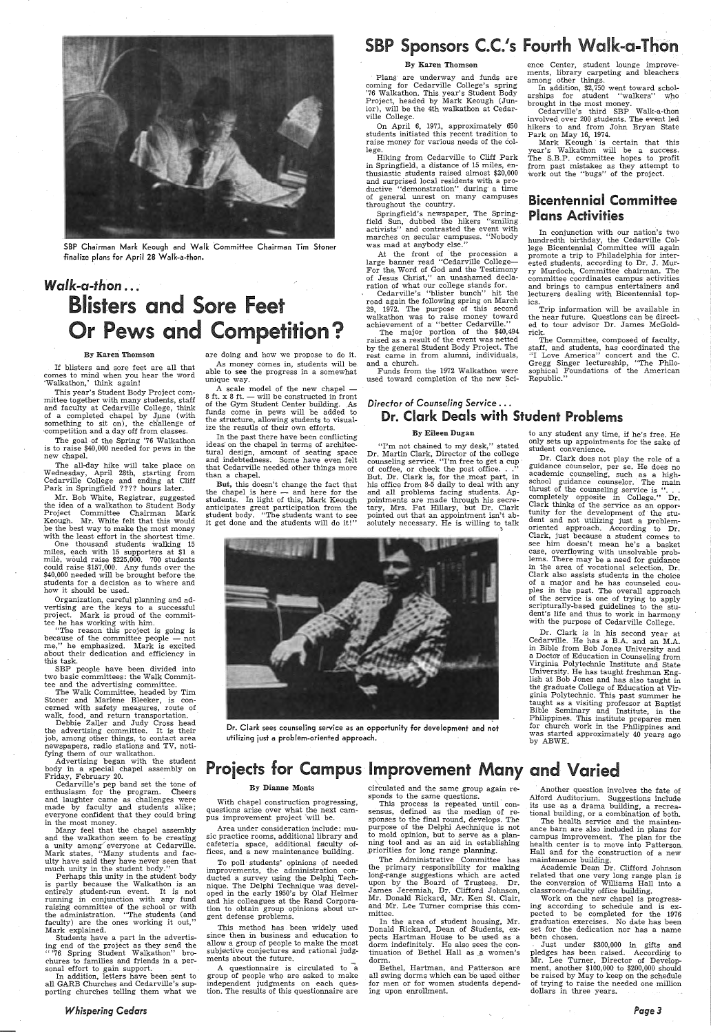SBP Chairman Mark Keough and Walk Committee Chairman Tim Stoner finalize plans for April 28 Walk-a-thon.

## Walk-a-thon...

# Blisters and Sore Feet Or Pews and Competition?

**By Karen Thomson**

If blisters and sore feet are all that comes to mind when you hear the word 'Walkathon,' think again!

This year's Student Body Project committee together with many students, staff and faculty at Cedarville College, think of a completed chapel by June (with something to sit on), the challenge of competition and a day off from classes.

The goal of the Spring '76 Walkathon is to raise $40,000 needed for pews in the new chapel.

The all-day hike will take place on Wednesday, April 28th, starting from Cedarville College and ending at Cliff Park in Springfield ???? hours later.

Mr. Bob White, Registrar, suggested the idea of a walkathon to Student Body Project Committee Chairman Mark Keough. Mr. White felt that this would be the best way to make the most money with the least effort in the shortest time.

One thousand students walking 15 miles, each with 15 supporters at $1 a mile, would raise $225,000. 700 students could raise $157,000. Any funds over the $40,000 needed will be brought before the students for a decision as to where and how it should be used.

Organization, careful planning and advertising are the keys to a successful project. Mark is proud of the committee he has working with him.

"The reason this project is going is because of the committee people — not me," he emphasized. Mark is excited about their dedication and efficiency in this task.

SBP people have been divided into two basic committees: the Walk Committee and the advertising committee.

The Walk Committee, headed by Tim Stoner and Marlene Bleeker, is concerned with safety measures, route of walk, food, and return transportation.

Debbie Zaller and Judy Cross head the advertising committee. It is their job, among other things, to contact area newspapers, radio stations and TV, notifying them of our walkathon.

Advertising began with the student body in a special chapel assembly on Friday, February 20.

Cedarville's pep band set the tone of enthusiasm for the program. Cheers and laughter came as challenges were made by faculty and students alike; everyone confident that they could bring in the most money.

Many feel that the chapel assembly and the walkathon seem to be creating a unity among everyone at Cedarville. Mark states, "Many students and faculty have said they have never seen that much unity in the student body."

Perhaps this unity in the student body is partly because the Walkathon is an entirely student-run event. It is not running in conjunction with any fund raising committee of the school or with the administration. "The students (and faculty) are the ones working it out," Mark explained.

Students have a part in the advertising end of the project as they send the "'76 Spring Student Walkathon" brochures to families and friends in a personal effort to gain support.

In addition, letters have been sent to all GARB Churches and Cedarville's supporting churches telling them what we are doing and how we propose to do it.

As money comes in, students will be able to **see** the progress in a somewhat unique way.

A scale model of the new chapel — 8 ft. x 8 ft. — will be constructed in front of the Gym Student Center building. As funds come in pews will be added to the structure, allowing students to visualize the results of their own efforts.

In the past there have been conflicting ideas on the chapel in terms of architectural design, amount of seating space and indebtedness. Some have even felt that Cedarville needed other things more than a chapel.

**But,** this doesn't change the fact that the chapel is here — and here for the students. In light of this, Mark Keough anticipates great participation from the student body. "The students want to see it get done and the students will do it!"

# SBP Sponsors C.C.'s Fourth Walk-a-Thon

**By Karen Thomson**

Plans are underway and funds are coming for Cedarville College's spring '76 Walkathon. This year's Student Body Project, headed by Mark Keough (Junior), will be the 4th walkathon at Cedarville College.

On April 6, 1971, approximately 650 students initiated this recent tradition to raise money for various needs of the college.

Hiking from Cedarville to Cliff Park in Springfield, a distance of 15 miles, enthusiastic students raised almost $20,000 and surprised local residents with a productive "demonstration" during a time of general unrest on many campuses throughout the country.

Springfield's newspaper, The Springfield Sun, dubbed the hikers "smiling activists" and contrasted the event with marches on secular campuses. "Nobody was mad at anybody else."

At the front of the procession a large banner read "Cedarville College— For the Word of God and the Testimony of Jesus Christ," an unashamed declaration of what our college stands for.

Cedarville's "blister bunch" hit the road again the following spring on March 29, 1972. The purpose of this second walkathon was to raise money toward achievement of a "better Cedarville."

The major portion of the $40,494 raised as a result of the event was netted by the general Student Body Project. The rest came in from alumni, individuals, and a church.

Funds from the 1972 Walkathon were used toward completion of the new Science Center, student lounge improvements, library carpeting and bleachers among other things.

In addition, $2,750 went toward scholarships for student "walkers" who brought in the most money.

Cedarville's third SBP Walk-a-thon involved over 200 students. The event led hikers to and from John Bryan State Park on May 16, 1974.

Mark Keough is certain that this year's Walkathon will be a success. The S.B.P. committee hopes to profit from past mistakes as they attempt to work out the "bugs" of the project.

## Bicentennial Committee Plans Activities

In conjunction with our nation's two hundredth birthday, the Cedarville College Bicentennial Committee will again promote a trip to Philadelphia for interested students, according to Dr. J. Murry Murdoch, Committee chairman. The committee coordinates campus activities and brings to campus entertainers and lecturers dealing with Bicentennial topics.

Trip information will be available in the near future. Questions can be directed to tour advisor Dr. James McGoldrick.

The Committee, composed of faculty, staff, and students, has coordinated the "I Love America" concert and the C. Gregg Singer lectureship, "The Philosophical Foundations of the American Republic."

### Director of Counseling Service...

## Dr. Clark Deals with Student Problems

**By Eileen Dugan**

"I'm not chained to my desk," stated Dr. Martin Clark, Director of the college counseling service. "I'm free to get a cup of coffee, or check the post office. . ." But. Dr. Clark is, for the most part, in his office from 8-5 daily to deal with any and all problems facing students. Appointments are made through his secretary, Mrs. Pat Hillary, but Dr. Clark pointed out that an appointment isn't absolutely necessary. He is willing to talk to any student any time, if he's free. He only sets up appointments for the sake of student convenience.

Dr. Clark does not play the role of a guidance counselor, per se. He does no academic counseling, such as a high-school guidance counselor. The main thrust of the counseling service is ". . . completely opposite in College." Dr. Clark thinks of the service as an opportunity for the development of the student and not utilizing just a problem-oriented approach. According to Dr. Clark, just because a student comes to see him doesn't mean he's a basket case, overflowing with unsolvable problems. There may be a need for guidance in the area of vocational selection. Dr. Clark also assists students in the choice of a major and he has counseled couples in the past. The overall approach of the service is one of trying to apply scripturally-based guidelines to the student's life and thus to work in harmony with the purpose of Cedarville College.

Dr. Clark is in his second year at Cedarville. He has a B.A. and an M.A. in Bible from Bob Jones University and a Doctor of Education in Counseling from Virginia Polytechnic Institute and State University. He has taught freshman English at Bob Jones and has also taught in the graduate College of Education at Virginia Polytechnic. This past summer he taught as a visiting professor at Baptist Bible Seminary and Institute, in the Philippines. This institute prepares men for church work in the Philippines and was started approximately 40 years ago by ABWE.

Dr. Clark sees counseling service as an opportunity for development and not utilizing just a problem-oriented approach.

# Projects for Campus Improvement Many and Varied

**By Dianne Monts**

With chapel construction progressing, questions arise over what the next campus improvement project will be.

Area under consideration include: music practice rooms, additional library and cafeteria space, additional faculty offices, and a new maintenance building.

To poll students' opinions of needed improvements, the administration conducted a survey using the Delphi Technique. The Delphi Technique was developed in the early 1950's by Olaf Helmer and his colleagues at the Rand Corporation to obtain group opinions about urgent defense problems.

This method has been widely used since then in business and education to allow a group of people to make the most subjective conjectures and rational judgments about the future.

A questionnaire is circulated to a group of people who are asked to make independent judgments on each question. The results of this questionnaire are circulated and the same group again responds to the same questions.

This process is repeated until consensus, defined as the median of responses to the final round, develops. The purpose of the Delphi Aechnique is not to mold opinion, but to serve as a planning tool and as an aid in establishing priorities for long range planning.

The Administrative Committee has the primary responsibility for making long-range suggestions which are acted upon by the Board of Trustees. Dr. James Jeremiah, Dr. Clifford Johnson, Mr. Donald Rickard, Mr. Ken St. Clair, and Mr. Lee Turner comprise this committee.

In the area of student housing, Mr. Donald Rickard, Dean of Students, expects Hartman House to be used as a dorm indefinitely. He also sees the continuation of Bethel Hall as a women's dorm.

Bethel, Hartman, and Patterson are all swing dorms which can be used either for men or for women students depending upon enrollment.

Another question involves the fate of Alford Auditorium. Suggestions include its use as a drama building, a recreational building, or a combination of both.

The health service and the maintenance barn are also included in plans for campus improvement. The plan for the health center is to move into Patterson Hall and for the construction of a new maintenance building.

Academic Dean Dr. Clifford Johnson related that one very long range plan is the conversion of Williams Hall into a classroom-faculty office building.

Work on the new chapel is progressing according to schedule and is expected to be completed for the 1976 graduation exercises. No date has been set for the dedication nor has a name been chosen.

Just under $300,000 in gifts and pledges has been raised. According to Mr. Lee Turner, Director of Development, another $100,000 to $200,000 should be raised by May to keep on the schedule of trying to raise the needed one million dollars in three years.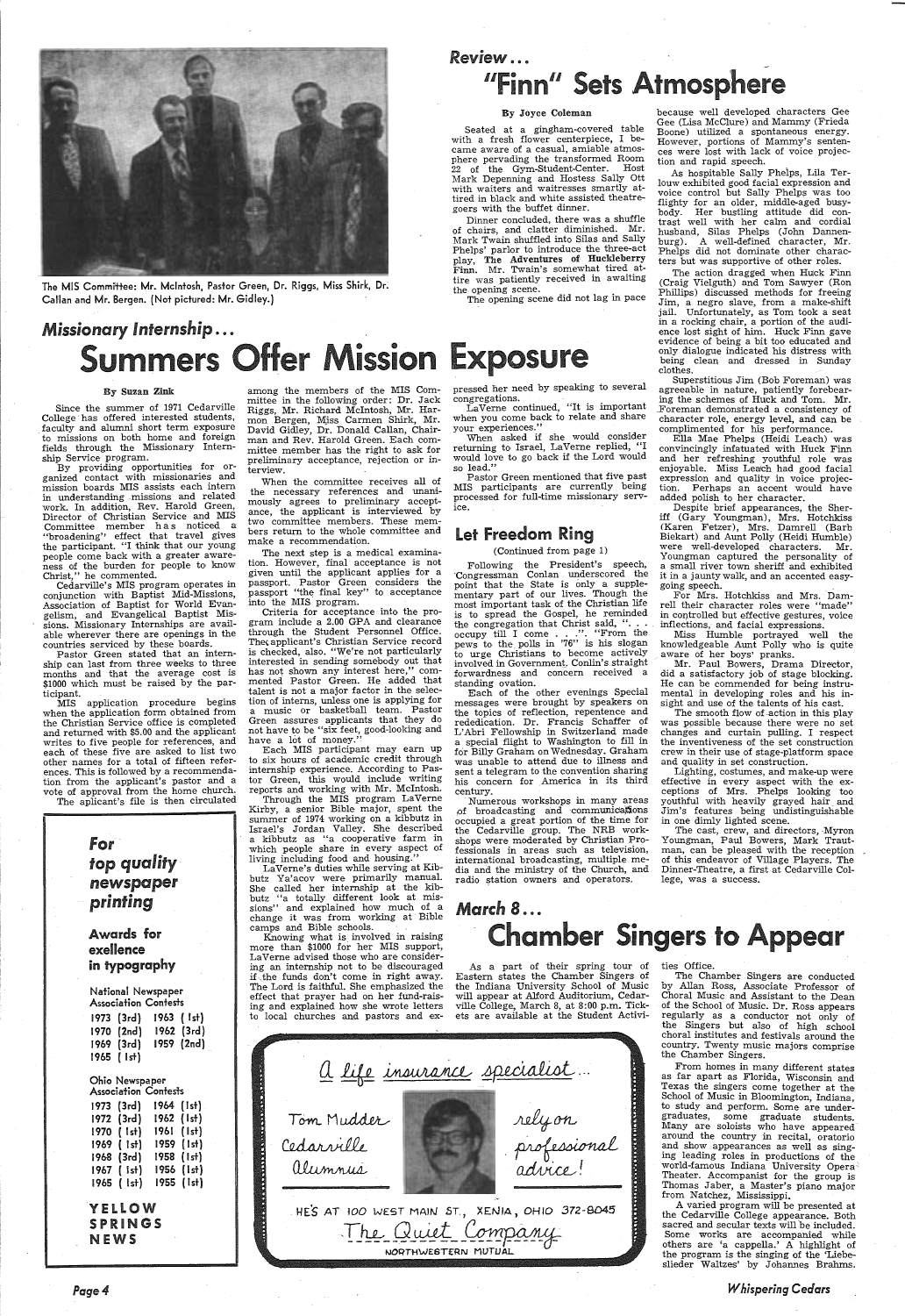The MIS Committee: Mr. McIntosh, Pastor Green, Dr. Riggs, Miss Shirk, Dr. Callan and Mr. Bergen. (Not pictured: Mr. Gidley.)

## Missionary Internship...

# Summers Offer Mission Exposure

By Suzan Zink

Since the summer of 1971 Cedarville College has offered interested students, faculty and alumni short term exposure to missions on both home and foreign fields through the Missionary Internship Service program.

By providing opportunities for organized contact with missionaries and mission boards MIS assists each intern in understanding missions and related work. In addition, Rev. Harold Green, Director of Christian Service and MIS Committee member has noticed a "broadening" effect that travel gives the participant. "I think that our young people come back with a greater awareness of the burden for people to know Christ," he commented.

Cedarville's MIS program operates in conjunction with Baptist Mid-Missions, Association of Baptist for World Evangelism, and Evangelical Baptist Missions. Missionary Internships are available wherever there are openings in the countries serviced by these boards.

Pastor Green stated that an internship can last from three weeks to three months and that the average cost is $1000 which must be raised by the participant.

MIS application procedure begins when the application form obtained from the Christian Service office is completed and returned with $5.00 and the applicant writes to five people for references, and each of these five are asked to list two other names for a total of fifteen references. This is followed by a recommendation from the applicant's pastor and a vote of approval from the home church. The apicant's file is then circulated among the members of the MIS Committee in the following order: Dr. Jack Riggs, Mr. Richard McIntosh, Mr. Harmon Bergen, Miss Carmen Shirk, Mr. David Gidley, Dr. Donald Callan, Chairman and Rev. Harold Green. Each committee member has the right to ask for preliminary acceptance, rejection or interview.

When the committee receives all of the necessary references and unanimously agrees to preliminary acceptance, the applicant is interviewed by two committee members. These members return to the whole committee and make a recommendation.

The next step is a medical examination. However, final acceptance is not given until the applicant applies for a passport. Pastor Green considers the passport "the final key" to acceptance into the MIS program.

Criteria for acceptance into the program include a 2.00 GPA and clearance through the Student Personnel Office. The applicant's Christian Service record is checked, also. "We're not particularly interested in sending somebody out that has not shown any interest here," commented Pastor Green. He added that talent is not a major factor in the selection of interns, unless one is applying for a music or basketball team. Pastor Green assures applicants that they do not have to be "six feet, good-looking and have a lot of money."

Each MIS participant may earn up to six hours of academic credit through internship experience. According to Pastor Green, this would include writing reports and working with Mr. McIntosh.

Through the MIS program LaVerne Kirby, a senior Bible major, spent the summer of 1974 working on a kibbutz in Israel's Jordan Valley. She described a kibbutz as "a cooperative farm in which people share in every aspect of living including food and housing."

LaVerne's duties while serving at Kibbutz Ya'acov were primarily manual. She called her internship at the kibbutz "a totally different look at missions" and explained how much of a change it was from working at Bible camps and Bible schools.

Knowing what is involved in raising more than $1000 for her MIS support, LaVerne advised those who are considering an internship not to be discouraged if the funds don't come in right away. The Lord is faithful. She emphasized the effect that prayer had on her fund-raising and explained how she wrote letters to local churches and pastors and expressed her need by speaking to several congregations.

LaVerne continued, "It is important when you come back to relate and share your experiences."

When asked if she would consider returning to Israel, LaVerne replied, "I would love to go back if the Lord would so lead."

Pastor Green mentioned that five past MIS participants are currently being processed for full-time missionary service.

## Review...

# "Finn" Sets Atmosphere

By Joyce Coleman

Seated at a gingham-covered table with a fresh flower centerpiece, I became aware of a casual, amiable atmosphere pervading the transformed Room 22 of the Gym-Student-Center. Host Mark Depenning and Hostess Sally Ott with waiters and waitresses smartly attired in black and white assisted theatre-goers with the buffet dinner.

Dinner concluded, there was a shuffle of chairs, and clatter diminished. Mr. Mark Twain shuffled into Silas and Sally Phelps' parlor to introduce the three-act play, **The Adventures of Huckleberry Finn.** Mr. Twain's somewhat tired attire was patiently received in awaiting the opening scene.

The opening scene did not lag in pace because well developed characters Gee Gee (Lisa McClure) and Mammy (Frieda Boone) utilized a spontaneous energy. However, portions of Mammy's sentences were lost with lack of voice projection and rapid speech.

As hospitable Sally Phelps, Lila Terlouw exhibited good facial expression and voice control but Sally Phelps was too flighty for an older, middle-aged busybody. Her bustling attitude did contrast well with her calm and cordial husband, Silas Phelps (John Dannenburg). A well-defined character, Mr. Phelps did not dominate other characters but was supportive of other roles.

The action dragged when Huck Finn (Craig Vielguth) and Tom Sawyer (Ron Phillips) discussed methods for freeing Jim, a negro slave, from a make-shift jail. Unfortunately, as Tom took a seat in a rocking chair, a portion of the audience lost sight of him. Huck Finn gave evidence of being a bit too educated and only dialogue indicated his distress with being clean and dressed in Sunday clothes.

Superstitious Jim (Bob Foreman) was agreeable in nature, patiently forebearing the schemes of Huck and Tom. Mr. Foreman demonstrated a consistency of character role, energy level, and can be complimented for his performance.

Ella Mae Phelps (Heidi Leach) was convincingly infatuated with Huck Finn and her refreshing youthful role was enjoyable. Miss Leach had good facial expression and quality in voice projection. Perhaps an accent would have added polish to her character.

Despite brief appearances, the Sheriff (Gary Youngman), Mrs. Hotchkiss (Karen Fetzer), Mrs. Damrell (Barb Biekart) and Aunt Polly (Heidi Humble) were well-developed characters. Mr. Youngman captured the personality of a small river town sheriff and exhibited it in a jaunty walk, and an accented easy-going speech.

For Mrs. Hotchkiss and Mrs. Damrell their character roles were "made" in controlled but effective gestures, voice inflections, and facial expressions.

Miss Humble portrayed well the knowledgeable Aunt Polly who is quite aware of her boys' pranks.

Mr. Paul Bowers, Drama Director, did a satisfactory job of stage blocking. He can be commended for being instrumental in developing roles and his insight and use of the talents of his cast.

The smooth flow of action in this play was possible because there were no set changes and curtain pulling. I respect the inventiveness of the set construction crew in their use of stage-platform space and quality in set construction.

Lighting, costumes, and make-up were effective in every aspect with the exceptions of Mrs. Phelps looking too youthful with heavily grayed hair and Jim's features being undistinguishable in one dimly lighted scene.

The cast, crew, and directors, Myron Youngman, Paul Bowers, Mark Trautman, can be pleased with the reception of this endeavor of Village Players. The Dinner-Theatre, a first at Cedarville College, was a success.

## Let Freedom Ring

(Continued from page 1)

Following the President's speech, Congressman Conlan underscored the point that the State is only a supplementary part of our lives. Though the most important task of the Christian life is to spread the Gospel, he reminded the congregation that Christ said, ". . . occupy till I come . . .". "From the pews to the polls in '76" is his slogan to urge Christians to become actively involved in Government. Conlin's straight forwardness and concern received a standing ovation.

Each of the other evenings Special messages were brought by speakers on the topics of reflection, repentance and rededication. Dr. Francis Schaffer of L'Abri Fellowship in Switzerland made a special flight to Washington to fill in for Billy Graham on Wednesday. Graham was unable to attend due to illness and sent a telegram to the convention sharing his concern for America in its third century.

Numerous workshops in many areas of broadcasting and communications occupied a great portion of the time for the Cedarville group. The NRB workshops were moderated by Christian Professionals in areas such as television, international broadcasting, multiple media and the ministry of the Church, and radio station owners and operators.

## March 8...

# Chamber Singers to Appear

As a part of their spring tour of Eastern states the Chamber Singers of the Indiana University School of Music will appear at Alford Auditorium, Cedarville College, March 8, at 8:00 p.m. Tickets are available at the Student Activities Office.

The Chamber Singers are conducted by Allan Ross, Associate Professor of Choral Music and Assistant to the Dean of the School of Music. Dr. Ross appears regularly as a conductor not only of the Singers but also of high school choral institutes and festivals around the country. Twenty music majors comprise the Chamber Singers.

From homes in many different states as far apart as Florida, Wisconsin and Texas the singers come together at the School of Music in Bloomington, Indiana, to study and perform. Some are undergraduates, some graduate students. Many are soloists who have appeared around the country in recital, oratorio and show appearances as well as singing leading roles in productions of the world-famous Indiana University Opera Theater. Accompanist for the group is Thomas Jaber, a Master's piano major from Natchez, Mississippi.

A varied program will be presented at the Cedarville College appearance. Both sacred and secular texts will be included. Some works are accompanied while others are 'a cappella.' A highlight of the program is the singing of the 'Liebeslieder Waltzes' by Johannes Brahms.

---

**For top quality newspaper printing**

**Awards for exellence in typography**

National Newspaper Association Contests

1973 (3rd) 1963 (1st)
1970 (2nd) 1962 (3rd)
1969 (3rd) 1959 (2nd)
1965 (1st)

Ohio Newspaper Association Contests

1973 (3rd) 1964 (1st)
1972 (3rd) 1962 (1st)
1970 (1st) 1961 (1st)
1969 (1st) 1959 (1st)
1968 (3rd) 1958 (1st)
1967 (1st) 1956 (1st)
1965 (1st) 1955 (1st)

**YELLOW SPRINGS NEWS**

---

*A life insurance specialist...*

Tom Mudder
Cedarville Alumnus

rely on professional advice!

HE'S AT 100 WEST MAIN ST., XENIA, OHIO 372-8045

The Quiet Company

NORTHWESTERN MUTUAL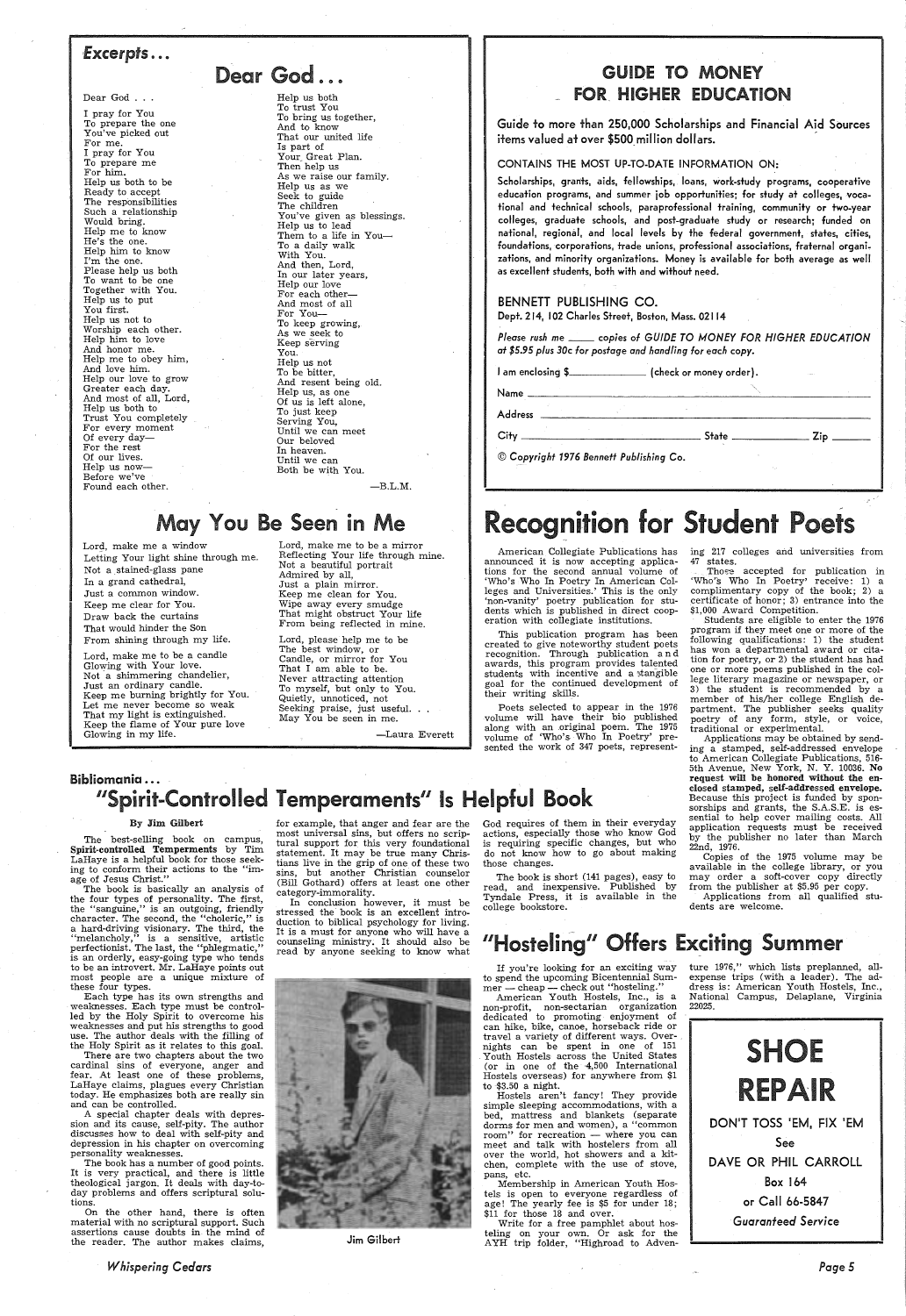## Excerpts...

### Dear God...

Dear God . . .

I pray for You
To prepare the one
You've picked out
For me.
I pray for You
To prepare me
For him.
Help us both to be
Ready to accept
The responsibilities
Such a relationship
Would bring.
Help me to know
He's the one.
Help him to know
I'm the one.
Please help us both
To want to be one
Together with You.
Help us to put
You first.
Help us not to
Worship each other.
Help him to love
And honor me.
Help me to obey him,
And love him.
Help our love to grow
Greater each day.
And most of all, Lord,
Help us both to
Trust You completely
For every moment
Of every day—
For the rest
Of our lives.
Help us now—
Before we've
Found each other.

Help us both
To trust You
To bring us together,
And to know
That our united life
Is part of
Your Great Plan.
Then help us
As we raise our family.
Help us as we
Seek to guide
The children
You've given as blessings.
Help us to lead
Them to a life in You—
To a daily walk
With You.
And then, Lord,
In our later years,
Help our love
For each other—
And most of all
For You—
To keep growing,
As we seek to
Keep serving
You.
Help us not
To be bitter,
And resent being old.
Help us, as one
Of us is left alone,
To just keep
Serving You,
Until we can meet
Our beloved
In heaven.
Until we can
Both be with You.

—B.L.M.

### May You Be Seen in Me

Lord, make me a window
Letting Your light shine through me.
Not a stained-glass pane
In a grand cathedral,
Just a common window.
Keep me clear for You.
Draw back the curtains
That would hinder the Son
From shining through my life.

Lord, make me to be a candle
Glowing with Your love.
Not a shimmering chandelier,
Just an ordinary candle.
Keep me burning brightly for You.
Let me never become so weak
That my light is extinguished.
Keep the flame of Your pure love
Glowing in my life.

Lord, make me to be a mirror
Reflecting Your life through mine.
Not a beautiful portrait
Admired by all,
Just a plain mirror.
Keep me clean for You.
Wipe away every smudge
That might obstruct Your life
From being reflected in mine.

Lord, please help me to be
The best window, or
Candle, or mirror for You
That I am able to be.
Never attracting attention
To myself, but only to You.
Quietly, unnoticed, not
Seeking praise, just useful. . .
May You be seen in me.

—Laura Everett

## GUIDE TO MONEY FOR HIGHER EDUCATION

Guide to more than 250,000 Scholarships and Financial Aid Sources items valued at over $500 million dollars.

CONTAINS THE MOST UP-TO-DATE INFORMATION ON:

Scholarships, grants, aids, fellowships, loans, work-study programs, cooperative education programs, and summer job opportunities; for study at colleges, vocational and technical schools, paraprofessional training, community or two-year colleges, graduate schools, and post-graduate study or research; funded on national, regional, and local levels by the federal government, states, cities, foundations, corporations, trade unions, professional associations, fraternal organizations, and minority organizations. Money is available for both average as well as excellent students, both with and without need.

BENNETT PUBLISHING CO.
Dept. 214, 102 Charles Street, Boston, Mass. 02114

*Please rush me \_\_\_\_\_ copies of GUIDE TO MONEY FOR HIGHER EDUCATION at $5.95 plus 30c for postage and handling for each copy.*

I am enclosing $\_\_\_\_\_\_\_\_ (check or money order).

Name \_\_\_\_\_\_\_\_\_\_\_\_\_\_\_\_

Address \_\_\_\_\_\_\_\_\_\_\_\_\_\_\_\_

City \_\_\_\_\_\_\_\_ State \_\_\_\_\_\_\_\_ Zip \_\_\_\_\_\_

© Copyright 1976 Bennett Publishing Co.

## Recognition for Student Poets

American Collegiate Publications has announced it is now accepting applications for the second annual volume of 'Who's Who In Poetry In American Colleges and Universities.' This is the only 'non-vanity' poetry publication for students which is published in direct cooperation with collegiate institutions.

This publication program has been created to give noteworthy student poets recognition. Through publication and awards, this program provides talented students with incentive and a tangible goal for the continued development of their writing skills.

Poets selected to appear in the 1976 volume will have their bio published along with an original poem. The 1975 volume of 'Who's Who In Poetry' presented the work of 347 poets, representing 217 colleges and universities from 47 states.

Those accepted for publication in 'Who's Who In Poetry' receive: 1) a complimentary copy of the book; 2) a certificate of honor; 3) entrance into the $1,000 Award Competition.

Students are eligible to enter the 1976 program if they meet one or more of the following qualifications: 1) the student has won a departmental award or citation for poetry, or 2) the student has had one or more poems published in the college literary magazine or newspaper, or 3) the student is recommended by a member of his/her college English department. The publisher seeks quality poetry of any form, style, or voice, traditional or experimental.

Applications may be obtained by sending a stamped, self-addressed envelope to American Collegiate Publications, 516-5th Avenue, New York, N. Y. 10036. **No request will be honored without the enclosed stamped, self-addressed envelope.** Because this project is funded by sponsorships and grants, the S.A.S.E. is essential to help cover mailing costs. All application requests must be received by the publisher no later than March 22nd, 1976.

Copies of the 1975 volume may be available in the college library, or you may order a soft-cover copy directly from the publisher at $5.95 per copy.

Applications from all qualified students are welcome.

## Bibliomania...

## "Spirit-Controlled Temperaments" Is Helpful Book

**By Jim Gilbert**

The best-selling book on campus, **Spirit-controlled Temperments** by Tim LaHaye is a helpful book for those seeking to conform their actions to the "image of Jesus Christ."

The book is basically an analysis of the four types of personality. The first, the "sanguine," is an outgoing, friendly character. The second, the "choleric," is a hard-driving visionary. The third, the "melancholy," is a sensitive, artistic perfectionist. The last, the "phlegmatic," is an orderly, easy-going type who tends to be an introvert. Mr. LaHaye points out most people are a unique mixture of these four types.

Each type has its own strengths and weaknesses. Each type must be controlled by the Holy Spirit to overcome his weaknesses and put his strengths to good use. The author deals with the filling of the Holy Spirit as it relates to this goal.

There are two chapters about the two cardinal sins of everyone, anger and fear. At least one of these problems, LaHaye claims, plagues every Christian today. He emphasizes both are really sin and can be controlled.

A special chapter deals with depression and its cause, self-pity. The author discusses how to deal with self-pity and depression in his chapter on overcoming personality weaknesses.

The book has a number of good points. It is very practical, and there is little theological jargon. It deals with day-to-day problems and offers scriptural solutions.

On the other hand, there is often material with no scriptural support. Such assertions cause doubts in the mind of the reader. The author makes claims, for example, that anger and fear are the most universal sins, but offers no scriptural support for this very foundational statement. It may be true many Christians live in the grip of one of these two sins, but another Christian counselor (Bill Gothard) offers at least one other category-immorality.

In conclusion however, it must be stressed the book is an excellent introduction to biblical psychology for living. It is a must for anyone who will have a counseling ministry. It should also be read by anyone seeking to know what God requires of them in their everyday actions, especially those who know God is requiring specific changes, but who do not know how to go about making those changes.

The book is short (141 pages), easy to read, and inexpensive. Published by Tyndale Press, it is available in the college bookstore.

Jim Gilbert

## "Hosteling" Offers Exciting Summer

If you're looking for an exciting way to spend the upcoming Bicentennial Summer — cheap — check out "hosteling."

American Youth Hostels, Inc., is a non-profit, non-sectarian organization dedicated to promoting enjoyment of can hike, bike, canoe, horseback ride or travel a variety of different ways. Overnights can be spent in one of 151 Youth Hostels across the United States (or in one of the 4,500 International Hostels overseas) for anywhere from $1 to $3.50 a night.

Hostels aren't fancy! They provide simple sleeping accommodations, with a bed, mattress and blankets (separate dorms for men and women), a "common room" for recreation — where you can meet and talk with hostelers from all over the world, hot showers and a kitchen, complete with the use of stove, pans, etc.

Membership in American Youth Hostels is open to everyone regardless of age! The yearly fee is $5 for under 18; $11 for those 18 and over.

Write for a free pamphlet about hosteling on your own. Or ask for the AYH trip folder, "Highroad to Adventure 1976," which lists preplanned, all-expense trips (with a leader). The address is: American Youth Hostels, Inc., National Campus, Delaplane, Virginia 22025.

## SHOE REPAIR

DON'T TOSS 'EM, FIX 'EM

See

DAVE OR PHIL CARROLL

Box 164

or Call 66-5847

*Guaranteed Service*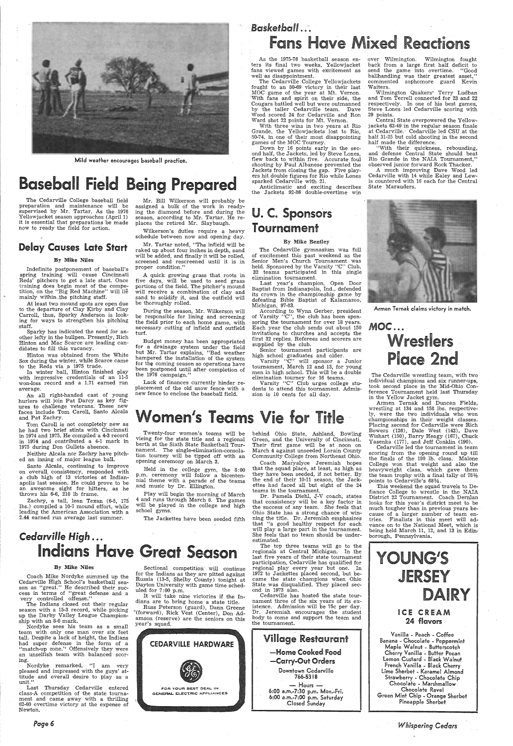Mild weather encourages baseball practice.

# Baseball Field Being Prepared

The Cedarville College baseball field preparation and maintenance will be supervised by Mr. Tartar. As the 1976 Yellowjacket season approaches (April 1) it is essential that preparations be made now to ready the field for action.

Mr. Bill Wilkerson will probably be assigned a bulk of the work in readying the diamond before and during the season, according to Mr. Tartar. He replaces the retired Mr. Slaybaugh.

Wilkerson's duties require a heavy schedule between now and opening day.

Mr. Tartar noted, "The infield will be raked up about four inches in depth, sand will be added, and finally it will be rolled, screened and rescreened until it is in proper condition."

A quick growing grass that roots in five days, will be used to seed grass portions of the field. The pitcher's mound will receive a combination of clay and sand to solidify it, and the outfield will be thoroughly rolled.

During the season, Mr. Wilkerson will be responsible for lining and screening the field prior to each home game, with necessary cutting of infield and outfield turf.

Budget money has been appropriated for a drainage system under the field but Mr. Tartar explains, "Bad weather hampered the installation of the system for the coming season so operations have been postponed until after completion of the 1976 campaign."

Lack of finances currently hinder replacement of the old snow fence with a new fence to enclose the baseball field.

## Delay Causes Late Start

By Mike Niles

Indefinite postponement of baseball's spring training will cause Cincinnati Reds' pitchers to get a late start. Once training does begin most of the competition, on the "Big Red Machine" will lie mainly within the pitching staff.

At least two mound spots are open due to the departure of Clay Kirby and Clay Carroll, thus, Sparky Anderson is looking for ways to strengthen his pitching staff.

Sparky has indicated the need for another lefty in the bullpen. Presently, Rich Hinton and Mac Scarce are leading candidates to fill this vacancy.

Hinton was obtained from the White Sox during the winter, while Scarce came to the Reds via a 1975 trade.

In winter ball, Hinton finished play with impressive credentials of an 11-5 won-loss record and a 1.71 earned run average.

An all right-handed cast of young hurlers will join Pat Darcy as key figures to challenge veterans. These new faces include Tom Caroll, Santo Alcala and Pat Zachry.

Tom Caroll is not completely new as he had two brief stints with Cincinnati in 1974 and 1975. He compiled a 4-3 record in 1974 and contributed a 4-1 mark in 1975 during Don Gullets absence.

Neither Alcala nor Zachry have pitched an inning of major league ball.

Santo Alcala, continuing to improve on overall consistency, responded with a club high of 13 victories at Indianapolis last season. He could prove to be an awesome sight for hitters, as he throws his 6-6, 210 lb frame.

Zachry, a tall, lean Texan (6-5, 175 lbs.) compiled a 10-7 mound effort, while leading the American Association with a 2.44 earned run average last summer.

## *Basketball . . .*
# Fans Have Mixed Reactions

As the 1975-76 basketball season enters its final two weeks, Yellowjacket fans viewed games with excitement as well as disappointment.

The Cedarville College Yellowjackets fought to an 80-69 victory in their last MOC game of the year at Mt. Vernon. With fans and spirit on their side, the Cougars battled well but were outmanned by the taller Cedarville team. Dave Wood scored 24 for Cedarville and Ron Ward shot 22 points for Mt. Vernon.

With three wins in two years at Rio Grande, the Yellowjackets lost to Rio, 80-74, in one of their most disappointing games of the MOC Tourney.

Down by 16 points early in the second half, the Jackets, led by Steve Lones, flew back to within five. Accurate foul shooting by Paul Albanese prevented the Jackets from closing the gap. Five players hit double figures for Rio while Lones sparked Cedarville with 21.

Anticlimatic and exciting describes the Jackets 92-86 double-overtime win over Wilmington. Wilmington fought back from a large first half deficit to send the game into overtime. "Good ballhandling was their greatest asset," commented sophomore guard Kevin Waiters.

Wilmington Quakers' Terry Ludban and Tom Terrell connected for 23 and 22 respectively. In one of his best games, Steve Lones led Cedarville scoring with 29 points.

Central State overpowered the Yellowjackets 62-49 in the regular season finale at Cedarville. Cedarville led CSU at the half 31-25 but cold shooting in the second half made the difference.

"With their quickness, rebounding, and defense Central State should beat Rio Grande in the NAIA Tournament," observed junior forward Rock Thacker.

A much improving Dave Wood led Cedarville with 14 while Ealey and Lewis countered with 16 each for the Central State Marauders.

# U. C. Sponsors Tournament

By Mike Bentley

The Cedarville gymnasium was full of excitement this past weekend as the Senior Men's Church Tournament was held. Sponsored by the Varsity "C" Club, 32 teams participated in this single elimination tournament.

Last year's champion, Open Door Baptist from Indianapolis, Ind., defended its crown in the championship game by defeating Bible Baptist of Kalamazoo, Michigan, 97-83.

According to Wynn Gerber, president of Varsity "C", the club has been sponsoring the tournament for over 18 years. Each year the club sends out about 150 invitations to churches and accepts the first 32 replies. Referees and scorers are supplied by the club.

Senior tournament participants are high school graduates and older.

Varsity "C" will sponsor a Junior tournament, March 12 and 13, for young men in high school. This will be a double elimination tourney for 16 teams.

Varsity "C" Club urges college students to attend this tournament. Admission is 10 cents for all day.

Armen Ternak claims victory in match.

## *MOC . . .*
# Wrestlers Place 2nd

The Cedarville wrestling team, with two individual champions and six runner-ups, took second place in the Mid-Ohio Conference Tournament held last Thursday in the Yellow Jacket gym.

Armen Ternak and Duncan Fields, wrestling at 134 and 158 lbs. respectively, were the two individuals who won championships in their weight classes. Placing second for Cedarville were Rich Bowers (126), Dale West (142), Dave Wishart (150), Barry Heagy (167), Chuck Yasenka (177), and Jeff Conklin (190).

Cedarville led the tournament in team scoring from the opening round up till the finals of the 190 lb. class. Malone College won that weight and also the heavyweight class, which gave them the team trophy with a final tally of 78½ points to Cedarville's 68¾.

This weekend the squad travels to Defiance College to wrestle in the NAIA District 22 Tournament. Coach Dernlan looks for this year's district meet to be much tougher than in previous years because of a larger number of team entries. Finalists in this meet will advance on to the National Meet, which is being held March 11, 12, and 13 in Edinborough, Pennsylvania.

# Women's Teams Vie for Title

Twenty-four women's teams will be vieing for the state title and a regional berth at the Sixth State Basketball Tournament. The single-elimination-consolation tourney will be tipped off with an opening ceremony on March 3.

Held in the college gym, the 8:00 p.m. ceremony will follow a bicentennial theme with a parade of the teams and music by Dr. Ellington.

Play will begin the morning of March 4 and runs through March 6. The games will be played in the college and high school gyms.

The Jackettes have been seeded fifth behind Ohio State, Ashland, Bowling Green, and the University of Cincinnati. Their first game will be at noon on March 4 against unseeded Lorain County Community College from Northeast Ohio.

Coach Maryalyce Jeremiah hopes that the squad place, at least, as high as they have been seeded, if not better. By the end of their 10-11 season, the Jackettes had faced all but eight of the 24 teams in the tournament.

Dr. Pamela Diehl, J-V coach, states that consistency will be a key factor in the success of any team. She feels that Ohio State has a strong chance of winning the title. Dr. Jeremiah emphasizes that "a good healthy respect for each will play a large part in the tournament. She feels that no team should be underestimated.

The top three teams will go to the regionals at Central Michigan. In the last five years of their state tournament participation, Cedarville has qualified for regional play every year but one. In 1972 to Jackettes placed second, but became the state champions when Ohio State was disqualified. They placed second in 1973 also.

Cedarville has hosted the state tournament three of the six years of its existence. Admission will be 75c per day. Dr. Jeremiah encourages the student body to come and support the team and the tournament.

## *Cedarville High . . .*
# Indians Have Great Season

By Mike Niles

Coach Mike Nordyke summed up the Cedarville High School's basketball season as "great." He described their success in terms of "great defense and a very controlled offense."

The Indians closed out their regular season with a 15-3 record, while picking up the Darby Valley League Championship with an 8-0 mark.

Nordyke sees his team as a small team with only one man over six feet tall. Despite a lack of height, the Indians had super defense in the form of a "match-up zone." Offensively they were an unselfish team with balanced scoring.

Nordyke remarked, "I am very pleased and impressed with the guys' attitude and overall desire to play as a unit."

Last Thursday Cedarville entered class-A competition of the state tournament and came away with a thrilling 62-60 overtime victory at the expense of Newton.

Sectional competition will continue for the Indians as they are pitted against Russia (13-5, Shelby County) tonight at Dayton University with game time scheduled for 7:00 p.m.

It will take nine victories if the Indians are to bring home a state title.

Russ Peterson (guard), Dann Greene (forward), Rick Vest (center), Don Adamson (reserve) are the seniors on this year's squad.

**CEDARVILLE HARDWARE**

FOR YOUR BEST DEAL IN GENERAL ELECTRIC APPLIANCES

**Village Restaurant**

—Home Cooked Food
—Carry-Out Orders

Downtown Cedarville
766-5318

— Hours —
6:00 a.m.-7:30 p.m. Mon.-Fri.
6:00 a.m.-7:00 p.m. Saturday
Closed Sunday

**YOUNG'S JERSEY DAIRY**

**ICE CREAM**
**24 flavors**

Vanilla - Peach - Coffee
Banana - Chocolate - Peppermint
Maple Walnut - Butterscotch
Cherry Vanilla - Butter Pecan
Lemon Custard - Black Walnut
French Vanilla - Black Cherry
Lime Sherbet - Karamel Almond
Strawberry - Chocolate Chip
Chocolate - Marshmallow
Chocolate Revel
Green Mint Chip - Orange Sherbet
Pineapple Sherbet